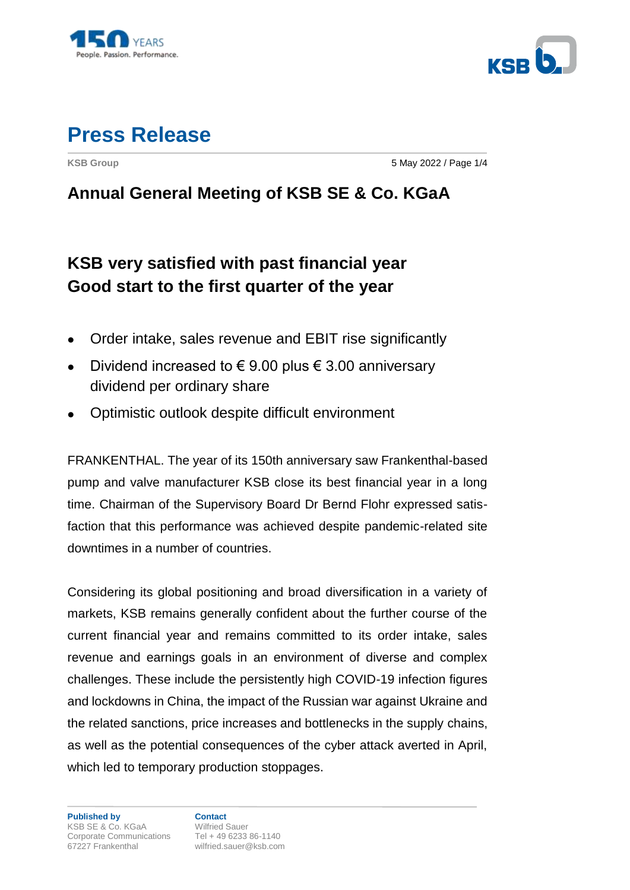# Press Release

**KSB Group** 5 May 2022

## Annual General Meeting of KSB SE & Co. KGaA

## KSB very satisfied with past financial year
## Good start to the first quarter of the year

- Order intake, sales revenue and EBIT rise significantly
- Dividend increased to € 9.00 plus € 3.00 anniversary dividend per ordinary share
- Optimistic outlook despite difficult environment

FRANKENTHAL. The year of its 150th anniversary saw Frankenthal-based pump and valve manufacturer KSB close its best financial year in a long time. Chairman of the Supervisory Board Dr Bernd Flohr expressed satisfaction that this performance was achieved despite pandemic-related site downtimes in a number of countries.

Considering its global positioning and broad diversification in a variety of markets, KSB remains generally confident about the further course of the current financial year and remains committed to its order intake, sales revenue and earnings goals in an environment of diverse and complex challenges. These include the persistently high COVID-19 infection figures and lockdowns in China, the impact of the Russian war against Ukraine and the related sanctions, price increases and bottlenecks in the supply chains, as well as the potential consequences of the cyber attack averted in April, which led to temporary production stoppages.

**Published by**
KSB SE & Co. KGaA
Corporate Communications
67227 Frankenthal

**Contact**
Wilfried Sauer
Tel + 49 6233 86-1140
wilfried.sauer@ksb.com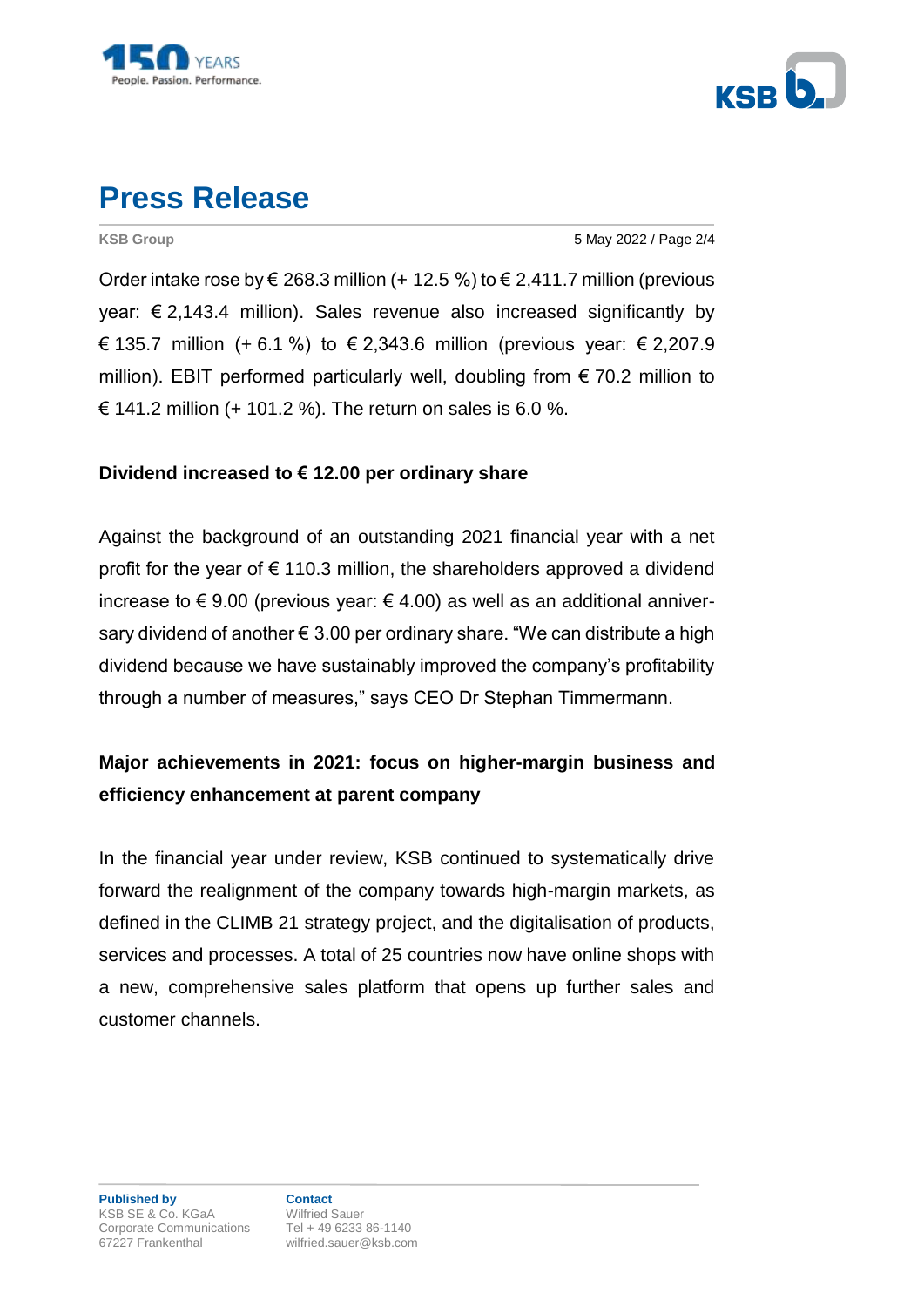Order intake rose by € 268.3 million (+ 12.5 %) to € 2,411.7 million (previous year: € 2,143.4 million). Sales revenue also increased significantly by € 135.7 million (+ 6.1 %) to € 2,343.6 million (previous year: € 2,207.9 million). EBIT performed particularly well, doubling from € 70.2 million to € 141.2 million (+ 101.2 %). The return on sales is 6.0 %.

**Dividend increased to € 12.00 per ordinary share**

Against the background of an outstanding 2021 financial year with a net profit for the year of € 110.3 million, the shareholders approved a dividend increase to € 9.00 (previous year: € 4.00) as well as an additional anniversary dividend of another € 3.00 per ordinary share. “We can distribute a high dividend because we have sustainably improved the company’s profitability through a number of measures,” says CEO Dr Stephan Timmermann.

**Major achievements in 2021: focus on higher-margin business and efficiency enhancement at parent company**

In the financial year under review, KSB continued to systematically drive forward the realignment of the company towards high-margin markets, as defined in the CLIMB 21 strategy project, and the digitalisation of products, services and processes. A total of 25 countries now have online shops with a new, comprehensive sales platform that opens up further sales and customer channels.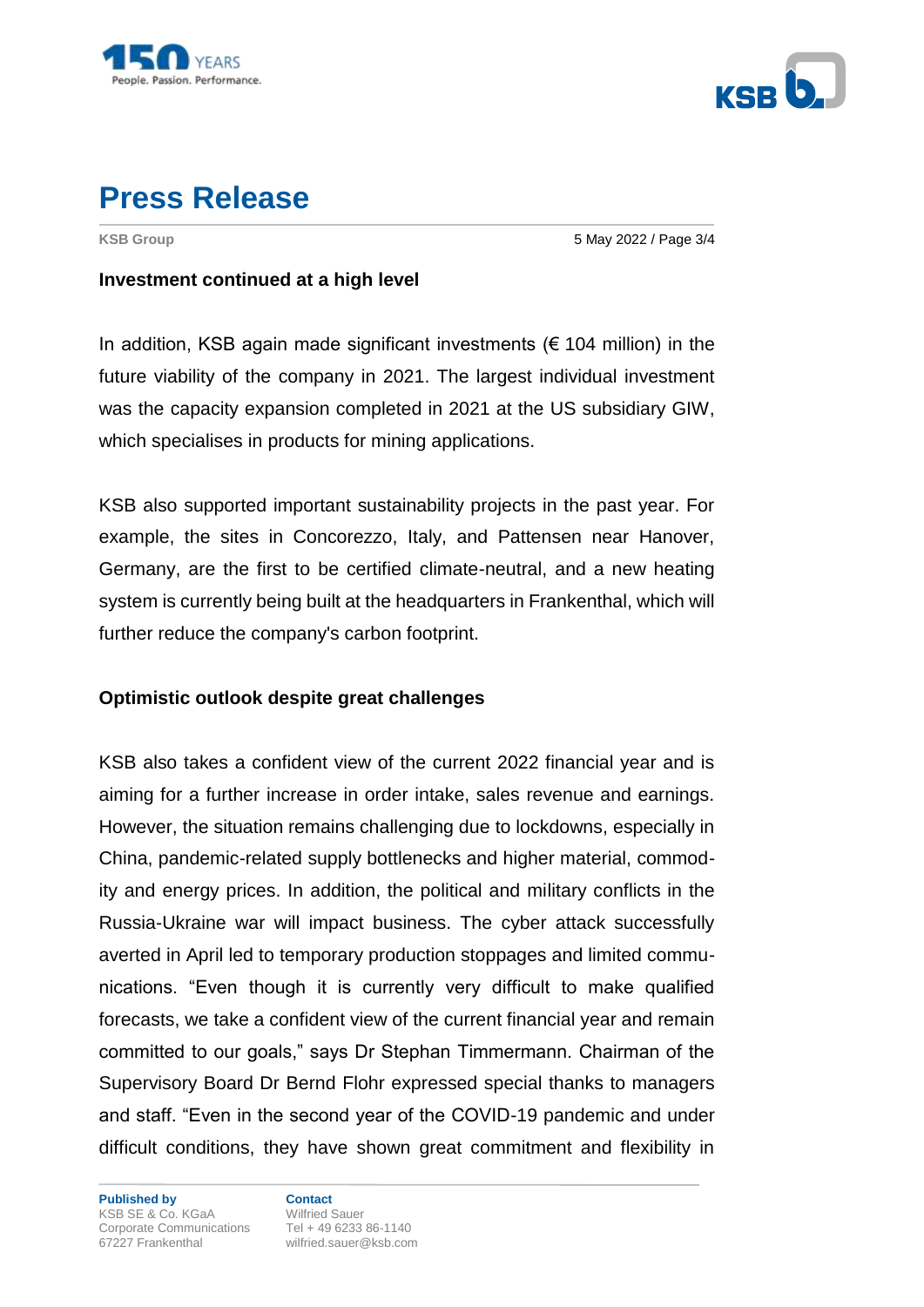**Investment continued at a high level**

In addition, KSB again made significant investments (€ 104 million) in the future viability of the company in 2021. The largest individual investment was the capacity expansion completed in 2021 at the US subsidiary GIW, which specialises in products for mining applications.

KSB also supported important sustainability projects in the past year. For example, the sites in Concorezzo, Italy, and Pattensen near Hanover, Germany, are the first to be certified climate-neutral, and a new heating system is currently being built at the headquarters in Frankenthal, which will further reduce the company's carbon footprint.

**Optimistic outlook despite great challenges**

KSB also takes a confident view of the current 2022 financial year and is aiming for a further increase in order intake, sales revenue and earnings. However, the situation remains challenging due to lockdowns, especially in China, pandemic-related supply bottlenecks and higher material, commodity and energy prices. In addition, the political and military conflicts in the Russia-Ukraine war will impact business. The cyber attack successfully averted in April led to temporary production stoppages and limited communications. "Even though it is currently very difficult to make qualified forecasts, we take a confident view of the current financial year and remain committed to our goals," says Dr Stephan Timmermann. Chairman of the Supervisory Board Dr Bernd Flohr expressed special thanks to managers and staff. "Even in the second year of the COVID-19 pandemic and under difficult conditions, they have shown great commitment and flexibility in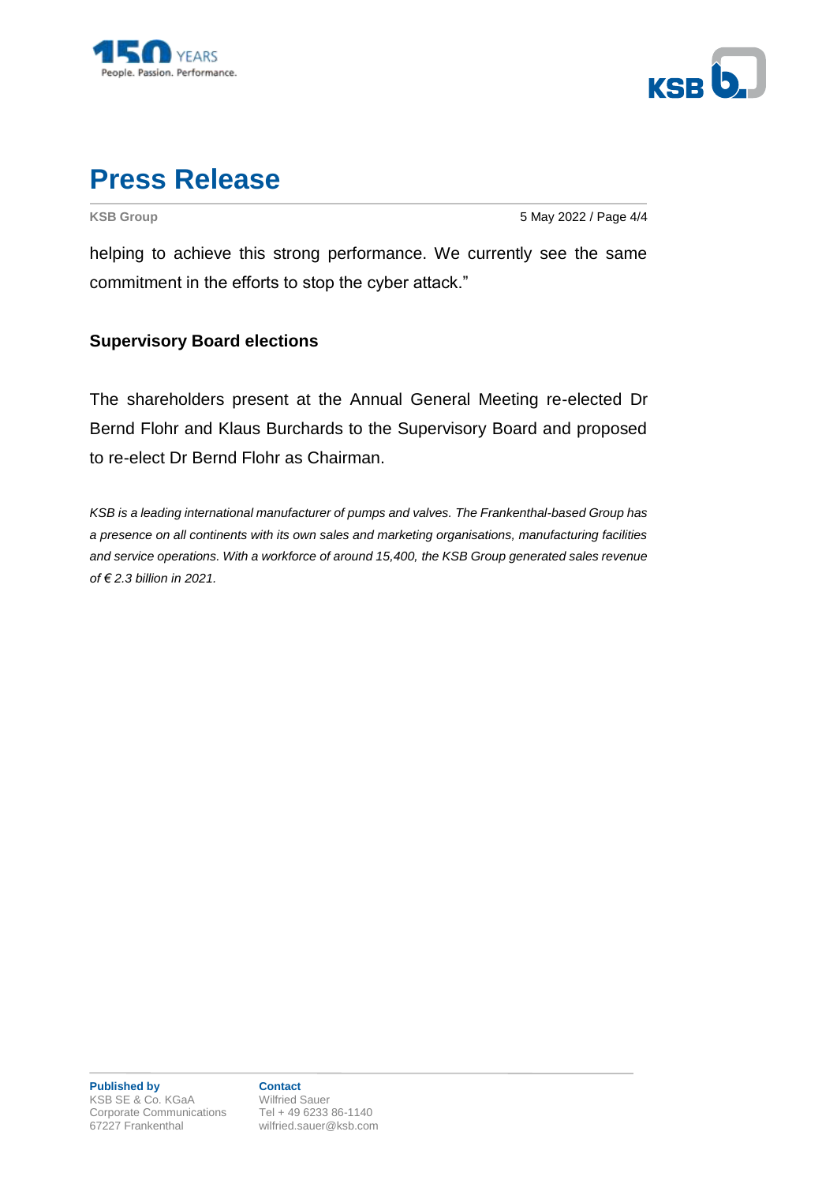helping to achieve this strong performance. We currently see the same commitment in the efforts to stop the cyber attack."

**Supervisory Board elections**

The shareholders present at the Annual General Meeting re-elected Dr Bernd Flohr and Klaus Burchards to the Supervisory Board and proposed to re-elect Dr Bernd Flohr as Chairman.

*KSB is a leading international manufacturer of pumps and valves. The Frankenthal-based Group has a presence on all continents with its own sales and marketing organisations, manufacturing facilities and service operations. With a workforce of around 15,400, the KSB Group generated sales revenue of € 2.3 billion in 2021.*

**Published by**
KSB SE & Co. KGaA
Corporate Communications
67227 Frankenthal

**Contact**
Wilfried Sauer
Tel + 49 6233 86-1140
wilfried.sauer@ksb.com